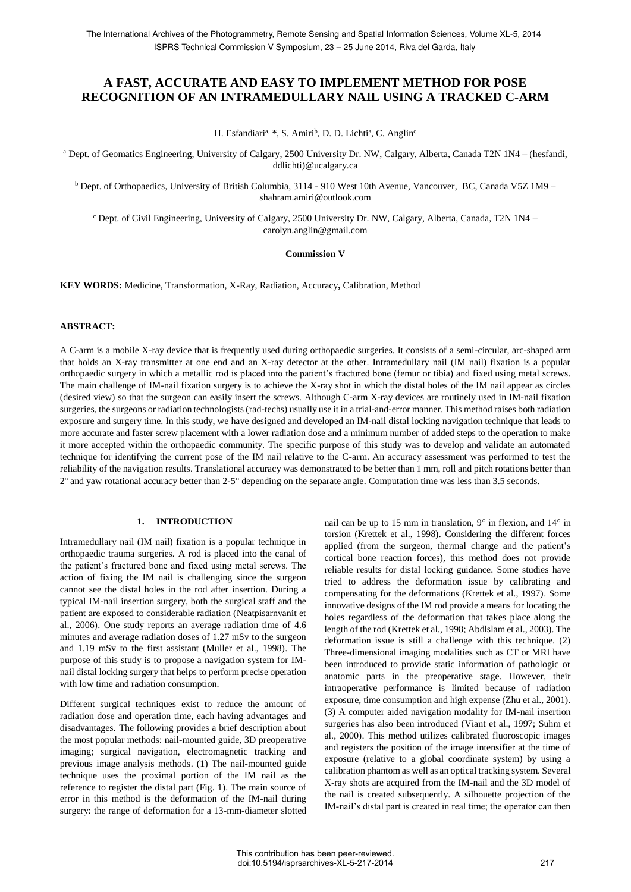# A FAST, ACCURATE AND EASY TO IMPLEMENT METHOD FOR POSE RECOGNITION OF AN INTRAMEDULLARY NAIL USING A TRACKED C-ARM

H. Esfandiari[a, *], S. Amiri[b], D. D. Lichti[a], C. Anglin[c]

[a] Dept. of Geomatics Engineering, University of Calgary, 2500 University Dr. NW, Calgary, Alberta, Canada T2N 1N4 – (hesfandi, ddlichti)@ucalgary.ca

[b] Dept. of Orthopaedics, University of British Columbia, 3114 - 910 West 10th Avenue, Vancouver, BC, Canada V5Z 1M9 – shahram.amiri@outlook.com

[c] Dept. of Civil Engineering, University of Calgary, 2500 University Dr. NW, Calgary, Alberta, Canada, T2N 1N4 – carolyn.anglin@gmail.com

**Commission V**

**KEY WORDS:** Medicine, Transformation, X-Ray, Radiation, Accuracy**,** Calibration, Method

## ABSTRACT:

A C-arm is a mobile X-ray device that is frequently used during orthopaedic surgeries. It consists of a semi-circular, arc-shaped arm that holds an X-ray transmitter at one end and an X-ray detector at the other. Intramedullary nail (IM nail) fixation is a popular orthopaedic surgery in which a metallic rod is placed into the patient's fractured bone (femur or tibia) and fixed using metal screws. The main challenge of IM-nail fixation surgery is to achieve the X-ray shot in which the distal holes of the IM nail appear as circles (desired view) so that the surgeon can easily insert the screws. Although C-arm X-ray devices are routinely used in IM-nail fixation surgeries, the surgeons or radiation technologists (rad-techs) usually use it in a trial-and-error manner. This method raises both radiation exposure and surgery time. In this study, we have designed and developed an IM-nail distal locking navigation technique that leads to more accurate and faster screw placement with a lower radiation dose and a minimum number of added steps to the operation to make it more accepted within the orthopaedic community. The specific purpose of this study was to develop and validate an automated technique for identifying the current pose of the IM nail relative to the C-arm. An accuracy assessment was performed to test the reliability of the navigation results. Translational accuracy was demonstrated to be better than 1 mm, roll and pitch rotations better than 2° and yaw rotational accuracy better than 2-5° depending on the separate angle. Computation time was less than 3.5 seconds.

## 1. INTRODUCTION

Intramedullary nail (IM nail) fixation is a popular technique in orthopaedic trauma surgeries. A rod is placed into the canal of the patient's fractured bone and fixed using metal screws. The action of fixing the IM nail is challenging since the surgeon cannot see the distal holes in the rod after insertion. During a typical IM-nail insertion surgery, both the surgical staff and the patient are exposed to considerable radiation (Neatpisarnvanit et al., 2006). One study reports an average radiation time of 4.6 minutes and average radiation doses of 1.27 mSv to the surgeon and 1.19 mSv to the first assistant (Muller et al., 1998). The purpose of this study is to propose a navigation system for IM-nail distal locking surgery that helps to perform precise operation with low time and radiation consumption.

Different surgical techniques exist to reduce the amount of radiation dose and operation time, each having advantages and disadvantages. The following provides a brief description about the most popular methods: nail-mounted guide, 3D preoperative imaging; surgical navigation, electromagnetic tracking and previous image analysis methods. (1) The nail-mounted guide technique uses the proximal portion of the IM nail as the reference to register the distal part (Fig. 1). The main source of error in this method is the deformation of the IM-nail during surgery: the range of deformation for a 13-mm-diameter slotted nail can be up to 15 mm in translation, 9° in flexion, and 14° in torsion (Krettek et al., 1998). Considering the different forces applied (from the surgeon, thermal change and the patient's cortical bone reaction forces), this method does not provide reliable results for distal locking guidance. Some studies have tried to address the deformation issue by calibrating and compensating for the deformations (Krettek et al., 1997). Some innovative designs of the IM rod provide a means for locating the holes regardless of the deformation that takes place along the length of the rod (Krettek et al., 1998; Abdlslam et al., 2003). The deformation issue is still a challenge with this technique. (2) Three-dimensional imaging modalities such as CT or MRI have been introduced to provide static information of pathologic or anatomic parts in the preoperative stage. However, their intraoperative performance is limited because of radiation exposure, time consumption and high expense (Zhu et al., 2001). (3) A computer aided navigation modality for IM-nail insertion surgeries has also been introduced (Viant et al., 1997; Suhm et al., 2000). This method utilizes calibrated fluoroscopic images and registers the position of the image intensifier at the time of exposure (relative to a global coordinate system) by using a calibration phantom as well as an optical tracking system. Several X-ray shots are acquired from the IM-nail and the 3D model of the nail is created subsequently. A silhouette projection of the IM-nail's distal part is created in real time; the operator can then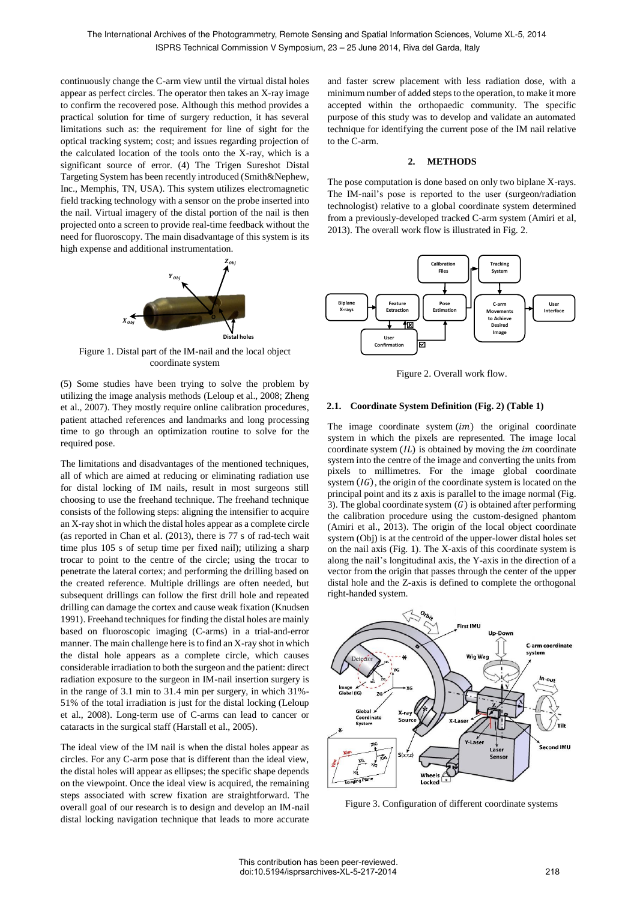continuously change the C-arm view until the virtual distal holes appear as perfect circles. The operator then takes an X-ray image to confirm the recovered pose. Although this method provides a practical solution for time of surgery reduction, it has several limitations such as: the requirement for line of sight for the optical tracking system; cost; and issues regarding projection of the calculated location of the tools onto the X-ray, which is a significant source of error. (4) The Trigen Sureshot Distal Targeting System has been recently introduced (Smith&Nephew, Inc., Memphis, TN, USA). This system utilizes electromagnetic field tracking technology with a sensor on the probe inserted into the nail. Virtual imagery of the distal portion of the nail is then projected onto a screen to provide real-time feedback without the need for fluoroscopy. The main disadvantage of this system is its high expense and additional instrumentation.

Figure 1. Distal part of the IM-nail and the local object coordinate system

(5) Some studies have been trying to solve the problem by utilizing the image analysis methods (Leloup et al., 2008; Zheng et al., 2007). They mostly require online calibration procedures, patient attached references and landmarks and long processing time to go through an optimization routine to solve for the required pose.

The limitations and disadvantages of the mentioned techniques, all of which are aimed at reducing or eliminating radiation use for distal locking of IM nails, result in most surgeons still choosing to use the freehand technique. The freehand technique consists of the following steps: aligning the intensifier to acquire an X-ray shot in which the distal holes appear as a complete circle (as reported in Chan et al. (2013), there is 77 s of rad-tech wait time plus 105 s of setup time per fixed nail); utilizing a sharp trocar to point to the centre of the circle; using the trocar to penetrate the lateral cortex; and performing the drilling based on the created reference. Multiple drillings are often needed, but subsequent drillings can follow the first drill hole and repeated drilling can damage the cortex and cause weak fixation (Knudsen 1991). Freehand techniques for finding the distal holes are mainly based on fluoroscopic imaging (C-arms) in a trial-and-error manner. The main challenge here is to find an X-ray shot in which the distal hole appears as a complete circle, which causes considerable irradiation to both the surgeon and the patient: direct radiation exposure to the surgeon in IM-nail insertion surgery is in the range of 3.1 min to 31.4 min per surgery, in which 31%-51% of the total irradiation is just for the distal locking (Leloup et al., 2008). Long-term use of C-arms can lead to cancer or cataracts in the surgical staff (Harstall et al., 2005).

The ideal view of the IM nail is when the distal holes appear as circles. For any C-arm pose that is different than the ideal view, the distal holes will appear as ellipses; the specific shape depends on the viewpoint. Once the ideal view is acquired, the remaining steps associated with screw fixation are straightforward. The overall goal of our research is to design and develop an IM-nail distal locking navigation technique that leads to more accurate and faster screw placement with less radiation dose, with a minimum number of added steps to the operation, to make it more accepted within the orthopaedic community. The specific purpose of this study was to develop and validate an automated technique for identifying the current pose of the IM nail relative to the C-arm.

## 2. METHODS

The pose computation is done based on only two biplane X-rays. The IM-nail's pose is reported to the user (surgeon/radiation technologist) relative to a global coordinate system determined from a previously-developed tracked C-arm system (Amiri et al, 2013). The overall work flow is illustrated in Fig. 2.

Figure 2. Overall work flow.

### 2.1. Coordinate System Definition (Fig. 2) (Table 1)

The image coordinate system $(im)$ the original coordinate system in which the pixels are represented. The image local coordinate system $(IL)$ is obtained by moving the $im$ coordinate system into the centre of the image and converting the units from pixels to millimetres. For the image global coordinate system $(IG)$, the origin of the coordinate system is located on the principal point and its z axis is parallel to the image normal (Fig. 3). The global coordinate system $(G)$ is obtained after performing the calibration procedure using the custom-designed phantom (Amiri et al., 2013). The origin of the local object coordinate system (Obj) is at the centroid of the upper-lower distal holes set on the nail axis (Fig. 1). The X-axis of this coordinate system is along the nail's longitudinal axis, the Y-axis in the direction of a vector from the origin that passes through the center of the upper distal hole and the Z-axis is defined to complete the orthogonal right-handed system.

Figure 3. Configuration of different coordinate systems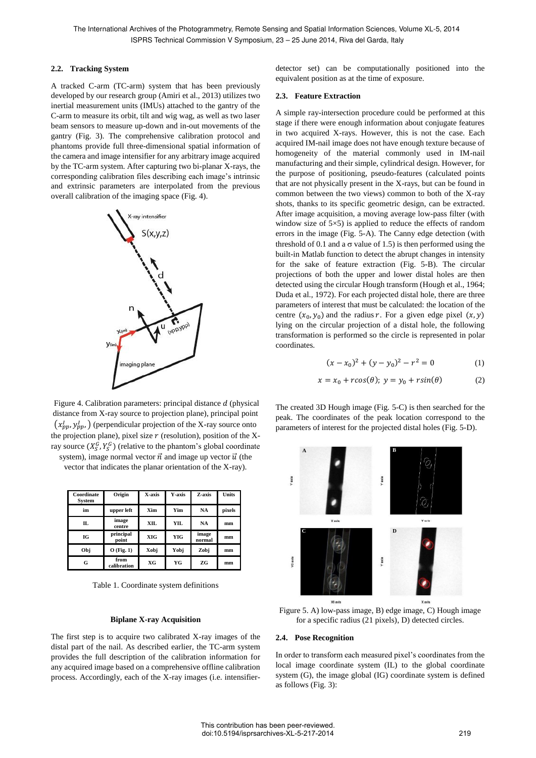### 2.2. Tracking System

A tracked C-arm (TC-arm) system that has been previously developed by our research group (Amiri et al., 2013) utilizes two inertial measurement units (IMUs) attached to the gantry of the C-arm to measure its orbit, tilt and wig wag, as well as two laser beam sensors to measure up-down and in-out movements of the gantry (Fig. 3). The comprehensive calibration protocol and phantoms provide full three-dimensional spatial information of the camera and image intensifier for any arbitrary image acquired by the TC-arm system. After capturing two bi-planar X-rays, the corresponding calibration files describing each image's intrinsic and extrinsic parameters are interpolated from the previous overall calibration of the imaging space (Fig. 4).

Figure 4. Calibration parameters: principal distance $d$ (physical distance from X-ray source to projection plane), principal point $(x^{I}_{pp}, y^{I}_{pp},)$ (perpendicular projection of the X-ray source onto the projection plane), pixel size $r$ (resolution), position of the X-ray source $(X^{G}_{S}, Y^{G}_{S})$ (relative to the phantom's global coordinate system), image normal vector $\vec{n}$ and image up vector $\vec{u}$ (the vector that indicates the planar orientation of the X-ray).

| Coordinate System | Origin | X-axis | Y-axis | Z-axis | Units |
|---|---|---|---|---|---|
| im | upper left | Xim | Yim | NA | pixels |
| IL | image centre | XIL | YIL | NA | mm |
| IG | principal point | XIG | YIG | image normal | mm |
| Obj | O (Fig. 1) | Xobj | Yobj | Zobj | mm |
| G | from calibration | XG | YG | ZG | mm |

Table 1. Coordinate system definitions

**Biplane X-ray Acquisition**

The first step is to acquire two calibrated X-ray images of the distal part of the nail. As described earlier, the TC-arm system provides the full description of the calibration information for any acquired image based on a comprehensive offline calibration process. Accordingly, each of the X-ray images (i.e. intensifier-detector set) can be computationally positioned into the equivalent position as at the time of exposure.

### 2.3. Feature Extraction

A simple ray-intersection procedure could be performed at this stage if there were enough information about conjugate features in two acquired X-rays. However, this is not the case. Each acquired IM-nail image does not have enough texture because of homogeneity of the material commonly used in IM-nail manufacturing and their simple, cylindrical design. However, for the purpose of positioning, pseudo-features (calculated points that are not physically present in the X-rays, but can be found in common between the two views) common to both of the X-ray shots, thanks to its specific geometric design, can be extracted. After image acquisition, a moving average low-pass filter (with window size of 5×5) is applied to reduce the effects of random errors in the image (Fig. 5-A). The Canny edge detection (with threshold of 0.1 and a σ value of 1.5) is then performed using the built-in Matlab function to detect the abrupt changes in intensity for the sake of feature extraction (Fig. 5-B). The circular projections of both the upper and lower distal holes are then detected using the circular Hough transform (Hough et al., 1964; Duda et al., 1972). For each projected distal hole, there are three parameters of interest that must be calculated: the location of the centre $(x_0, y_0)$ and the radius $r$. For a given edge pixel $(x, y)$ lying on the circular projection of a distal hole, the following transformation is performed so the circle is represented in polar coordinates.

$$(x - x_0)^2 + (y - y_0)^2 - r^2 = 0 \tag{1}$$

$$x = x_0 + r\cos(\theta);\ y = y_0 + r\sin(\theta) \tag{2}$$

The created 3D Hough image (Fig. 5-C) is then searched for the peak. The coordinates of the peak location correspond to the parameters of interest for the projected distal holes (Fig. 5-D).

Figure 5. A) low-pass image, B) edge image, C) Hough image for a specific radius (21 pixels), D) detected circles.

### 2.4. Pose Recognition

In order to transform each measured pixel's coordinates from the local image coordinate system (IL) to the global coordinate system (G), the image global (IG) coordinate system is defined as follows (Fig. 3):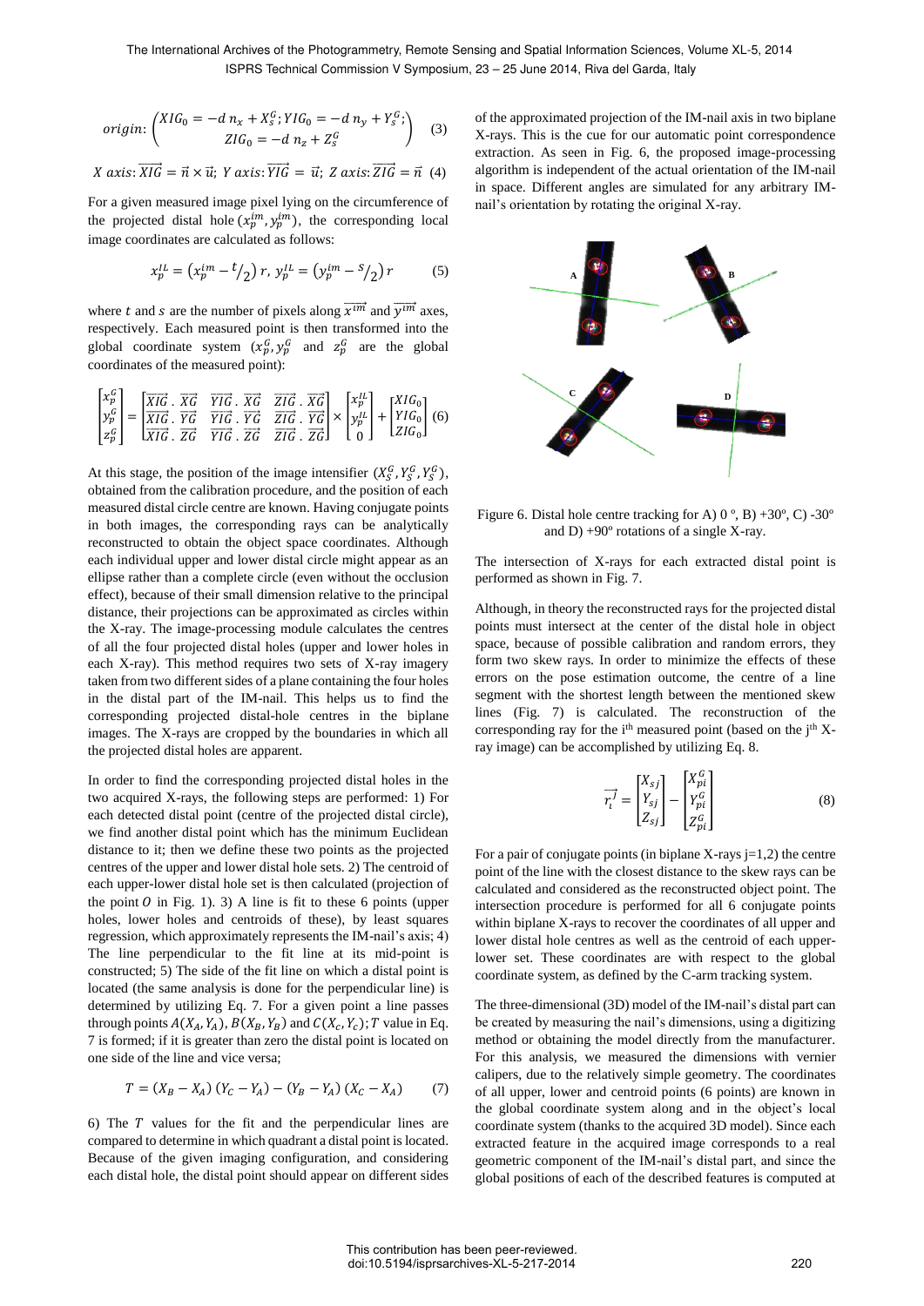$$origin: \begin{pmatrix} XIG_0 = -d\, n_x + X_S^G; YIG_0 = -d\, n_y + Y_S^G; \\ ZIG_0 = -d\, n_z + Z_S^G \end{pmatrix} \quad (3)$$

$$X\ axis: \overrightarrow{XIG} = \vec{n} \times \vec{u};\ Y\ axis: \overrightarrow{YIG} = \vec{u};\ Z\ axis: \overrightarrow{ZIG} = \vec{n} \quad (4)$$

For a given measured image pixel lying on the circumference of the projected distal hole $(x_p^{im}, y_p^{im})$, the corresponding local image coordinates are calculated as follows:

$$x_p^{IL} = \left(x_p^{im} - {}^{t}/_{2}\right) r,\ y_p^{IL} = \left(y_p^{im} - {}^{s}/_{2}\right) r \quad (5)$$

where $t$ and $s$ are the number of pixels along $\overrightarrow{x^{im}}$ and $\overrightarrow{y^{im}}$ axes, respectively. Each measured point is then transformed into the global coordinate system ($x_p^G, y_p^G$ and $z_p^G$ are the global coordinates of the measured point):

$$\begin{bmatrix} x_p^G \\ y_p^G \\ z_p^G \end{bmatrix} = \begin{bmatrix} \overrightarrow{XIG} \cdot \overrightarrow{XG} & \overrightarrow{YIG} \cdot \overrightarrow{XG} & \overrightarrow{ZIG} \cdot \overrightarrow{XG} \\ \overrightarrow{XIG} \cdot \overrightarrow{YG} & \overrightarrow{YIG} \cdot \overrightarrow{YG} & \overrightarrow{ZIG} \cdot \overrightarrow{YG} \\ \overrightarrow{XIG} \cdot \overrightarrow{ZG} & \overrightarrow{YIG} \cdot \overrightarrow{ZG} & \overrightarrow{ZIG} \cdot \overrightarrow{ZG} \end{bmatrix} \times \begin{bmatrix} x_p^{IL} \\ y_p^{IL} \\ 0 \end{bmatrix} + \begin{bmatrix} XIG_0 \\ YIG_0 \\ ZIG_0 \end{bmatrix} \quad (6)$$

At this stage, the position of the image intensifier $(X_S^G, Y_S^G, Y_S^G)$, obtained from the calibration procedure, and the position of each measured distal circle centre are known. Having conjugate points in both images, the corresponding rays can be analytically reconstructed to obtain the object space coordinates. Although each individual upper and lower distal circle might appear as an ellipse rather than a complete circle (even without the occlusion effect), because of their small dimension relative to the principal distance, their projections can be approximated as circles within the X-ray. The image-processing module calculates the centres of all the four projected distal holes (upper and lower holes in each X-ray). This method requires two sets of X-ray imagery taken from two different sides of a plane containing the four holes in the distal part of the IM-nail. This helps us to find the corresponding projected distal-hole centres in the biplane images. The X-rays are cropped by the boundaries in which all the projected distal holes are apparent.

In order to find the corresponding projected distal holes in the two acquired X-rays, the following steps are performed: 1) For each detected distal point (centre of the projected distal circle), we find another distal point which has the minimum Euclidean distance to it; then we define these two points as the projected centres of the upper and lower distal hole sets. 2) The centroid of each upper-lower distal hole set is then calculated (projection of the point $O$ in Fig. 1). 3) A line is fit to these 6 points (upper holes, lower holes and centroids of these), by least squares regression, which approximately represents the IM-nail's axis; 4) The line perpendicular to the fit line at its mid-point is constructed; 5) The side of the fit line on which a distal point is located (the same analysis is done for the perpendicular line) is determined by utilizing Eq. 7. For a given point a line passes through points $A(X_A, Y_A)$, $B(X_B, Y_B)$ and $C(X_c, Y_c)$; $T$ value in Eq. 7 is formed; if it is greater than zero the distal point is located on one side of the line and vice versa;

$$T = (X_B - X_A)\,(Y_C - Y_A) - (Y_B - Y_A)\,(X_C - X_A) \quad (7)$$

6) The $T$ values for the fit and the perpendicular lines are compared to determine in which quadrant a distal point is located. Because of the given imaging configuration, and considering each distal hole, the distal point should appear on different sides of the approximated projection of the IM-nail axis in two biplane X-rays. This is the cue for our automatic point correspondence extraction. As seen in Fig. 6, the proposed image-processing algorithm is independent of the actual orientation of the IM-nail in space. Different angles are simulated for any arbitrary IM-nail's orientation by rotating the original X-ray.

Figure 6. Distal hole centre tracking for A) 0 º, B) +30º, C) -30º and D) +90º rotations of a single X-ray.

The intersection of X-rays for each extracted distal point is performed as shown in Fig. 7.

Although, in theory the reconstructed rays for the projected distal points must intersect at the center of the distal hole in object space, because of possible calibration and random errors, they form two skew rays. In order to minimize the effects of these errors on the pose estimation outcome, the centre of a line segment with the shortest length between the mentioned skew lines (Fig. 7) is calculated. The reconstruction of the corresponding ray for the i[th] measured point (based on the j[th] X-ray image) can be accomplished by utilizing Eq. 8.

$$\vec{r_i^j} = \begin{bmatrix} X_{sj} \\ Y_{sj} \\ Z_{sj} \end{bmatrix} - \begin{bmatrix} X_{pi}^G \\ Y_{pi}^G \\ Z_{pi}^G \end{bmatrix} \quad (8)$$

For a pair of conjugate points (in biplane X-rays j=1,2) the centre point of the line with the closest distance to the skew rays can be calculated and considered as the reconstructed object point. The intersection procedure is performed for all 6 conjugate points within biplane X-rays to recover the coordinates of all upper and lower distal hole centres as well as the centroid of each upper-lower set. These coordinates are with respect to the global coordinate system, as defined by the C-arm tracking system.

The three-dimensional (3D) model of the IM-nail's distal part can be created by measuring the nail's dimensions, using a digitizing method or obtaining the model directly from the manufacturer. For this analysis, we measured the dimensions with vernier calipers, due to the relatively simple geometry. The coordinates of all upper, lower and centroid points (6 points) are known in the global coordinate system along and in the object's local coordinate system (thanks to the acquired 3D model). Since each extracted feature in the acquired image corresponds to a real geometric component of the IM-nail's distal part, and since the global positions of each of the described features is computed at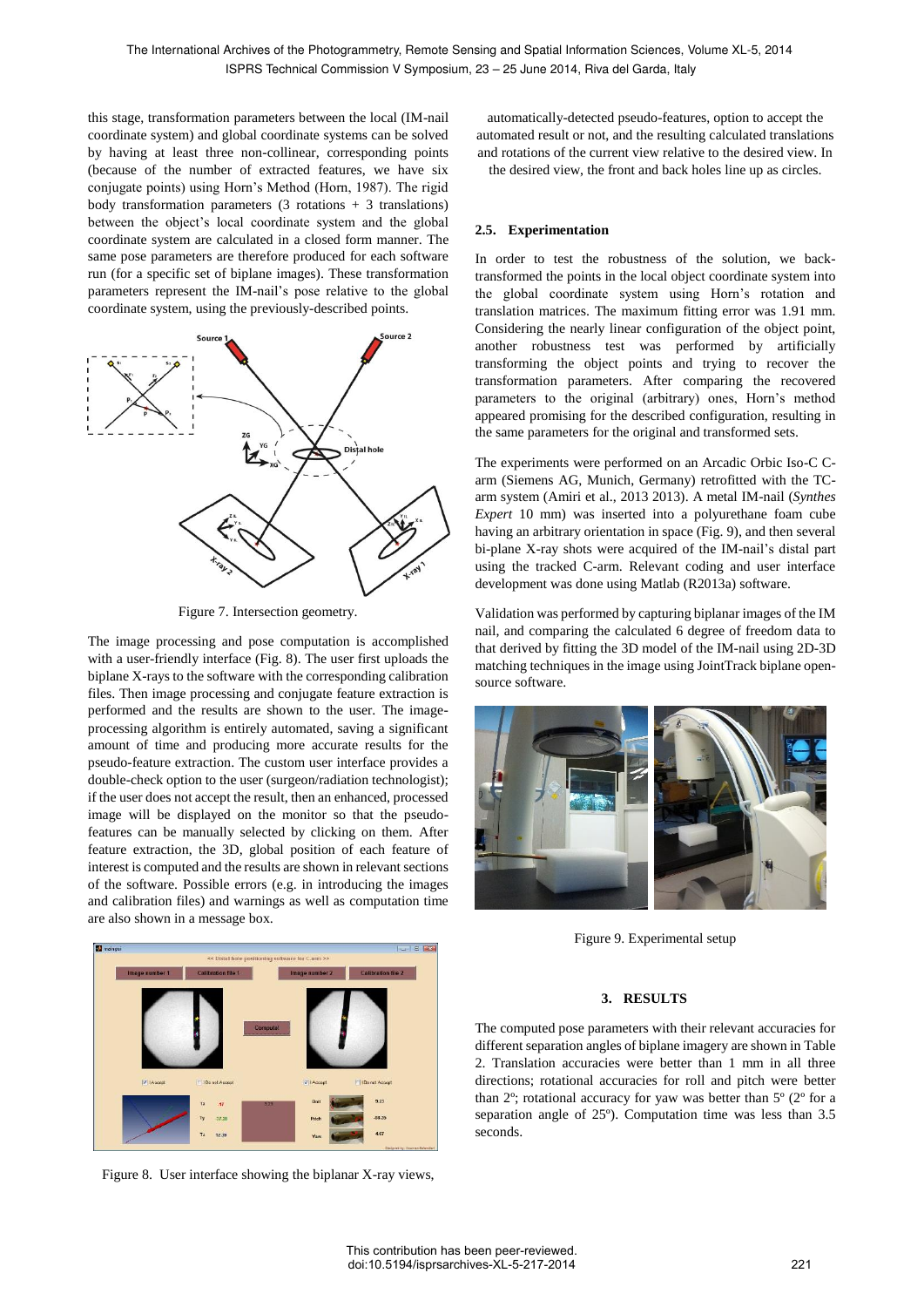this stage, transformation parameters between the local (IM-nail coordinate system) and global coordinate systems can be solved by having at least three non-collinear, corresponding points (because of the number of extracted features, we have six conjugate points) using Horn's Method (Horn, 1987). The rigid body transformation parameters (3 rotations + 3 translations) between the object's local coordinate system and the global coordinate system are calculated in a closed form manner. The same pose parameters are therefore produced for each software run (for a specific set of biplane images). These transformation parameters represent the IM-nail's pose relative to the global coordinate system, using the previously-described points.

Figure 7. Intersection geometry.

The image processing and pose computation is accomplished with a user-friendly interface (Fig. 8). The user first uploads the biplane X-rays to the software with the corresponding calibration files. Then image processing and conjugate feature extraction is performed and the results are shown to the user. The image-processing algorithm is entirely automated, saving a significant amount of time and producing more accurate results for the pseudo-feature extraction. The custom user interface provides a double-check option to the user (surgeon/radiation technologist); if the user does not accept the result, then an enhanced, processed image will be displayed on the monitor so that the pseudo-features can be manually selected by clicking on them. After feature extraction, the 3D, global position of each feature of interest is computed and the results are shown in relevant sections of the software. Possible errors (e.g. in introducing the images and calibration files) and warnings as well as computation time are also shown in a message box.

Figure 8. User interface showing the biplanar X-ray views, automatically-detected pseudo-features, option to accept the automated result or not, and the resulting calculated translations and rotations of the current view relative to the desired view. In the desired view, the front and back holes line up as circles.

### 2.5. Experimentation

In order to test the robustness of the solution, we back-transformed the points in the local object coordinate system into the global coordinate system using Horn's rotation and translation matrices. The maximum fitting error was 1.91 mm. Considering the nearly linear configuration of the object point, another robustness test was performed by artificially transforming the object points and trying to recover the transformation parameters. After comparing the recovered parameters to the original (arbitrary) ones, Horn's method appeared promising for the described configuration, resulting in the same parameters for the original and transformed sets.

The experiments were performed on an Arcadic Orbic Iso-C C-arm (Siemens AG, Munich, Germany) retrofitted with the TC-arm system (Amiri et al., 2013 2013). A metal IM-nail (*Synthes Expert* 10 mm) was inserted into a polyurethane foam cube having an arbitrary orientation in space (Fig. 9), and then several bi-plane X-ray shots were acquired of the IM-nail's distal part using the tracked C-arm. Relevant coding and user interface development was done using Matlab (R2013a) software.

Validation was performed by capturing biplanar images of the IM nail, and comparing the calculated 6 degree of freedom data to that derived by fitting the 3D model of the IM-nail using 2D-3D matching techniques in the image using JointTrack biplane open-source software.

Figure 9. Experimental setup

## 3. RESULTS

The computed pose parameters with their relevant accuracies for different separation angles of biplane imagery are shown in Table 2. Translation accuracies were better than 1 mm in all three directions; rotational accuracies for roll and pitch were better than 5º (2º for a separation angle of 25º); rotational accuracy for yaw was better than 2º. Computation time was less than 3.5 seconds.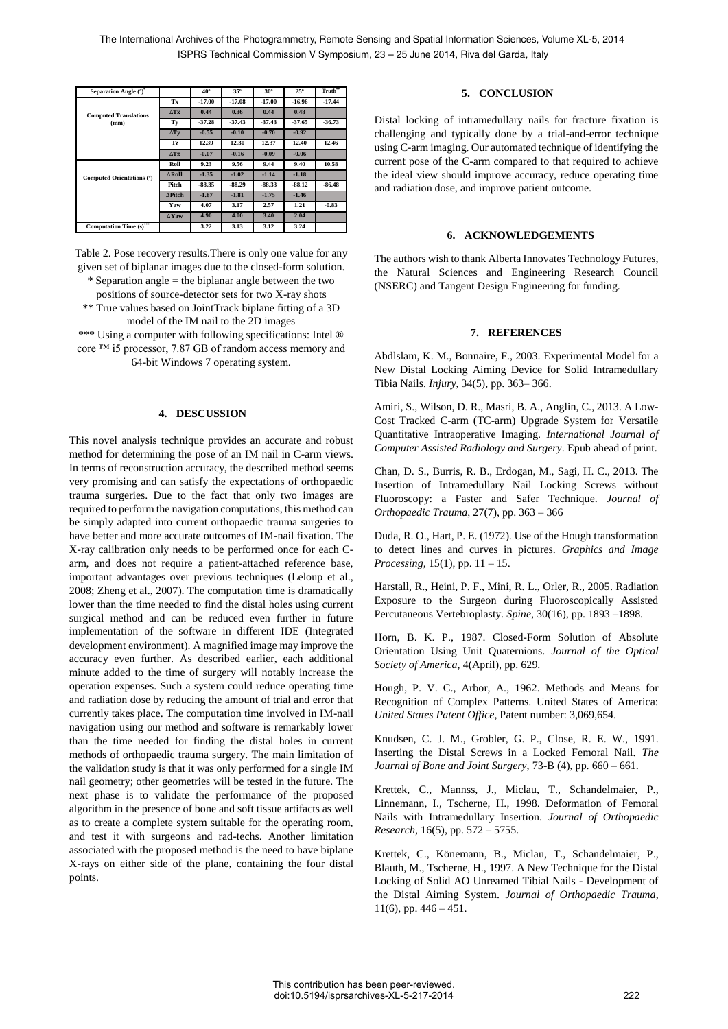| Separation Angle (°)* | | 40° | 35° | 30° | 25° | Truth** |
|---|---|---|---|---|---|---|
| Computed Translations (mm) | Tx | -17.00 | -17.08 | -17.00 | -16.96 | -17.44 |
| | ΔTx | 0.44 | 0.36 | 0.44 | 0.48 | |
| | Ty | -37.28 | -37.43 | -37.43 | -37.65 | -36.73 |
| | ΔTy | -0.55 | -0.10 | -0.70 | -0.92 | |
| | Tz | 12.39 | 12.30 | 12.37 | 12.40 | 12.46 |
| | ΔTz | -0.07 | -0.16 | -0.09 | -0.06 | |
| Computed Orientations (°) | Roll | 9.23 | 9.56 | 9.44 | 9.40 | 10.58 |
| | ΔRoll | -1.35 | -1.02 | -1.14 | -1.18 | |
| | Pitch | -88.35 | -88.29 | -88.33 | -88.12 | -86.48 |
| | ΔPitch | -1.87 | -1.81 | -1.75 | -1.46 | |
| | Yaw | 4.07 | 3.17 | 2.57 | 1.21 | -0.83 |
| | ΔYaw | 4.90 | 4.00 | 3.40 | 2.04 | |
| Computation Time (s)*** | | 3.22 | 3.13 | 3.12 | 3.24 | |

Table 2. Pose recovery results.There is only one value for any given set of biplanar images due to the closed-form solution.
* Separation angle = the biplanar angle between the two positions of source-detector sets for two X-ray shots
** True values based on JointTrack biplane fitting of a 3D model of the IM nail to the 2D images
*** Using a computer with following specifications: Intel ® core ™ i5 processor, 7.87 GB of random access memory and 64-bit Windows 7 operating system.

## 4. DESCUSSION

This novel analysis technique provides an accurate and robust method for determining the pose of an IM nail in C-arm views. In terms of reconstruction accuracy, the described method seems very promising and can satisfy the expectations of orthopaedic trauma surgeries. Due to the fact that only two images are required to perform the navigation computations, this method can be simply adapted into current orthopaedic trauma surgeries to have better and more accurate outcomes of IM-nail fixation. The X-ray calibration only needs to be performed once for each C-arm, and does not require a patient-attached reference base, important advantages over previous techniques (Leloup et al., 2008; Zheng et al., 2007). The computation time is dramatically lower than the time needed to find the distal holes using current surgical method and can be reduced even further in future implementation of the software in different IDE (Integrated development environment). A magnified image may improve the accuracy even further. As described earlier, each additional minute added to the time of surgery will notably increase the operation expenses. Such a system could reduce operating time and radiation dose by reducing the amount of trial and error that currently takes place. The computation time involved in IM-nail navigation using our method and software is remarkably lower than the time needed for finding the distal holes in current methods of orthopaedic trauma surgery. The main limitation of the validation study is that it was only performed for a single IM nail geometry; other geometries will be tested in the future. The next phase is to validate the performance of the proposed algorithm in the presence of bone and soft tissue artifacts as well as to create a complete system suitable for the operating room, and test it with surgeons and rad-techs. Another limitation associated with the proposed method is the need to have biplane X-rays on either side of the plane, containing the four distal points.

## 5. CONCLUSION

Distal locking of intramedullary nails for fracture fixation is challenging and typically done by a trial-and-error technique using C-arm imaging. Our automated technique of identifying the current pose of the C-arm compared to that required to achieve the ideal view should improve accuracy, reduce operating time and radiation dose, and improve patient outcome.

## 6. ACKNOWLEDGEMENTS

The authors wish to thank Alberta Innovates Technology Futures, the Natural Sciences and Engineering Research Council (NSERC) and Tangent Design Engineering for funding.

## 7. REFERENCES

Abdlslam, K. M., Bonnaire, F., 2003. Experimental Model for a New Distal Locking Aiming Device for Solid Intramedullary Tibia Nails. *Injury*, 34(5), pp. 363– 366.

Amiri, S., Wilson, D. R., Masri, B. A., Anglin, C., 2013. A Low-Cost Tracked C-arm (TC-arm) Upgrade System for Versatile Quantitative Intraoperative Imaging. *International Journal of Computer Assisted Radiology and Surgery*. Epub ahead of print.

Chan, D. S., Burris, R. B., Erdogan, M., Sagi, H. C., 2013. The Insertion of Intramedullary Nail Locking Screws without Fluoroscopy: a Faster and Safer Technique. *Journal of Orthopaedic Trauma*, 27(7), pp. 363 – 366

Duda, R. O., Hart, P. E. (1972). Use of the Hough transformation to detect lines and curves in pictures. *Graphics and Image Processing*, 15(1), pp. 11 – 15.

Harstall, R., Heini, P. F., Mini, R. L., Orler, R., 2005. Radiation Exposure to the Surgeon during Fluoroscopically Assisted Percutaneous Vertebroplasty. *Spine*, 30(16), pp. 1893 –1898.

Horn, B. K. P., 1987. Closed-Form Solution of Absolute Orientation Using Unit Quaternions. *Journal of the Optical Society of America*, 4(April), pp. 629.

Hough, P. V. C., Arbor, A., 1962. Methods and Means for Recognition of Complex Patterns. United States of America: *United States Patent Office*, Patent number: 3,069,654.

Knudsen, C. J. M., Grobler, G. P., Close, R. E. W., 1991. Inserting the Distal Screws in a Locked Femoral Nail. *The Journal of Bone and Joint Surgery*, 73-B (4), pp. 660 – 661.

Krettek, C., Mannss, J., Miclau, T., Schandelmaier, P., Linnemann, I., Tscherne, H., 1998. Deformation of Femoral Nails with Intramedullary Insertion. *Journal of Orthopaedic Research*, 16(5), pp. 572 – 5755.

Krettek, C., Könemann, B., Miclau, T., Schandelmaier, P., Blauth, M., Tscherne, H., 1997. A New Technique for the Distal Locking of Solid AO Unreamed Tibial Nails - Development of the Distal Aiming System. *Journal of Orthopaedic Trauma*, 11(6), pp. 446 – 451.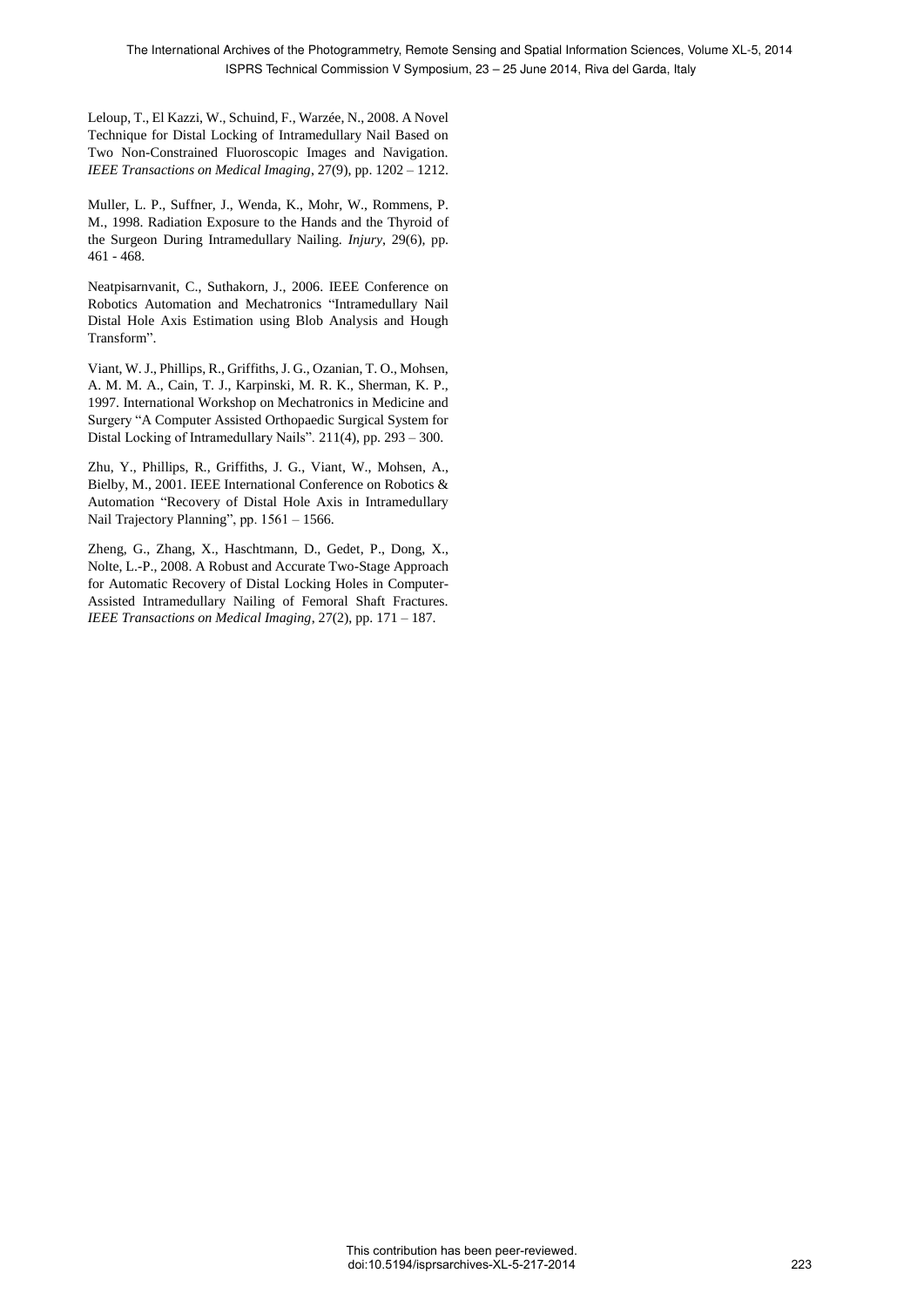Leloup, T., El Kazzi, W., Schuind, F., Warzée, N., 2008. A Novel Technique for Distal Locking of Intramedullary Nail Based on Two Non-Constrained Fluoroscopic Images and Navigation. *IEEE Transactions on Medical Imaging*, 27(9), pp. 1202 – 1212.

Muller, L. P., Suffner, J., Wenda, K., Mohr, W., Rommens, P. M., 1998. Radiation Exposure to the Hands and the Thyroid of the Surgeon During Intramedullary Nailing. *Injury*, 29(6), pp. 461 - 468.

Neatpisarnvanit, C., Suthakorn, J., 2006. IEEE Conference on Robotics Automation and Mechatronics "Intramedullary Nail Distal Hole Axis Estimation using Blob Analysis and Hough Transform".

Viant, W. J., Phillips, R., Griffiths, J. G., Ozanian, T. O., Mohsen, A. M. M. A., Cain, T. J., Karpinski, M. R. K., Sherman, K. P., 1997. International Workshop on Mechatronics in Medicine and Surgery "A Computer Assisted Orthopaedic Surgical System for Distal Locking of Intramedullary Nails". 211(4), pp. 293 – 300.

Zhu, Y., Phillips, R., Griffiths, J. G., Viant, W., Mohsen, A., Bielby, M., 2001. IEEE International Conference on Robotics & Automation "Recovery of Distal Hole Axis in Intramedullary Nail Trajectory Planning", pp. 1561 – 1566.

Zheng, G., Zhang, X., Haschtmann, D., Gedet, P., Dong, X., Nolte, L.-P., 2008. A Robust and Accurate Two-Stage Approach for Automatic Recovery of Distal Locking Holes in Computer-Assisted Intramedullary Nailing of Femoral Shaft Fractures. *IEEE Transactions on Medical Imaging*, 27(2), pp. 171 – 187.